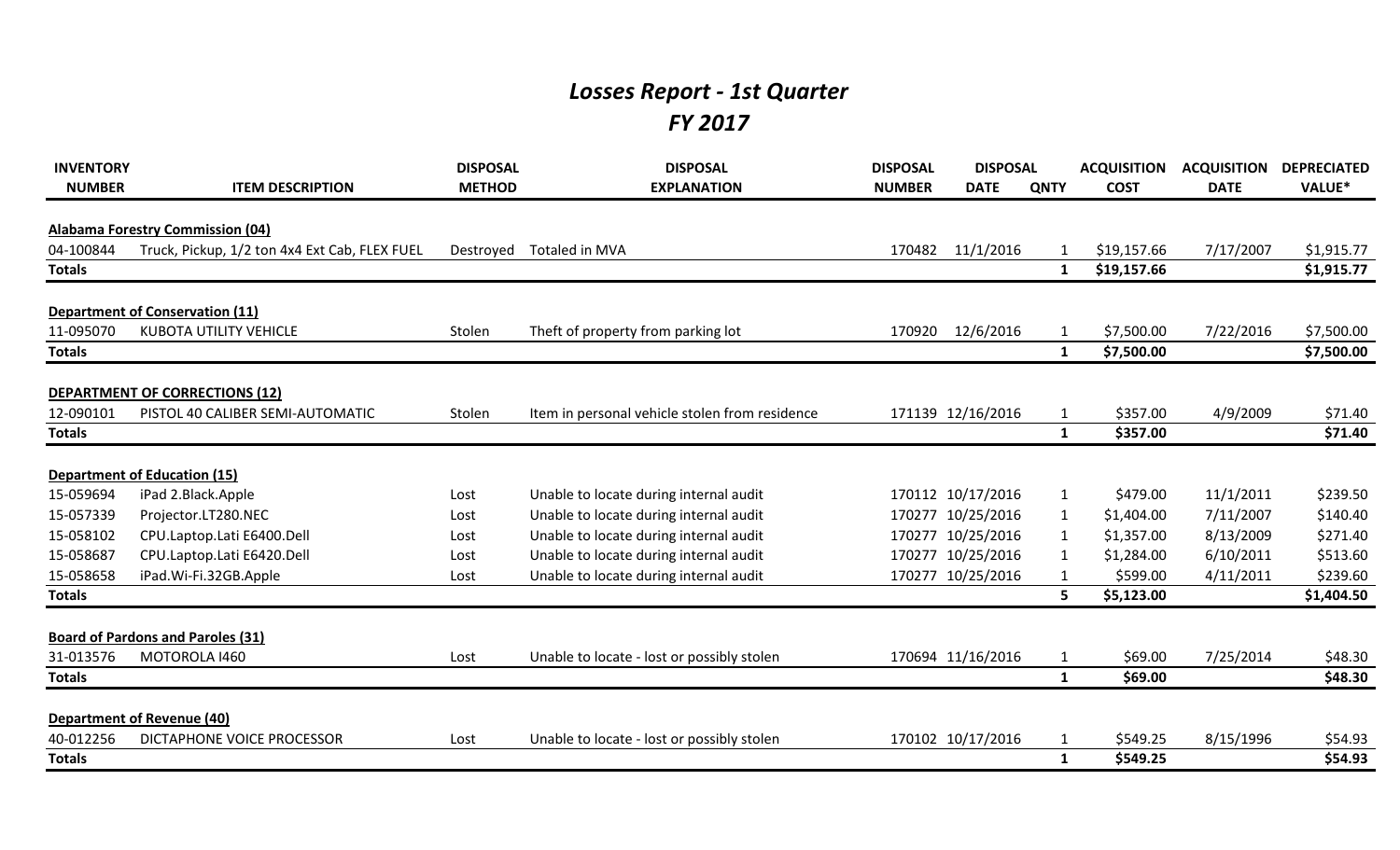# *Losses Report - 1st Quarter*
# *FY 2017*

| INVENTORY NUMBER | ITEM DESCRIPTION | DISPOSAL METHOD | DISPOSAL EXPLANATION | DISPOSAL NUMBER | DISPOSAL DATE | QNTY | ACQUISITION COST | ACQUISITION DATE | DEPRECIATED VALUE* |
|---|---|---|---|---|---|---|---|---|---|
| **Alabama Forestry Commission (04)** | | | | | | | | | |
| 04-100844 | Truck, Pickup, 1/2 ton 4x4 Ext Cab, FLEX FUEL | Destroyed | Totaled in MVA | 170482 | 11/1/2016 | 1 | $19,157.66 | 7/17/2007 | $1,915.77 |
| **Totals** | | | | | | **1** | **$19,157.66** | | **$1,915.77** |
| **Department of Conservation (11)** | | | | | | | | | |
| 11-095070 | KUBOTA UTILITY VEHICLE | Stolen | Theft of property from parking lot | 170920 | 12/6/2016 | 1 | $7,500.00 | 7/22/2016 | $7,500.00 |
| **Totals** | | | | | | **1** | **$7,500.00** | | **$7,500.00** |
| **DEPARTMENT OF CORRECTIONS (12)** | | | | | | | | | |
| 12-090101 | PISTOL 40 CALIBER SEMI-AUTOMATIC | Stolen | Item in personal vehicle stolen from residence | 171139 | 12/16/2016 | 1 | $357.00 | 4/9/2009 | $71.40 |
| **Totals** | | | | | | **1** | **$357.00** | | **$71.40** |
| **Department of Education (15)** | | | | | | | | | |
| 15-059694 | iPad 2.Black.Apple | Lost | Unable to locate during internal audit | 170112 | 10/17/2016 | 1 | $479.00 | 11/1/2011 | $239.50 |
| 15-057339 | Projector.LT280.NEC | Lost | Unable to locate during internal audit | 170277 | 10/25/2016 | 1 | $1,404.00 | 7/11/2007 | $140.40 |
| 15-058102 | CPU.Laptop.Lati E6400.Dell | Lost | Unable to locate during internal audit | 170277 | 10/25/2016 | 1 | $1,357.00 | 8/13/2009 | $271.40 |
| 15-058687 | CPU.Laptop.Lati E6420.Dell | Lost | Unable to locate during internal audit | 170277 | 10/25/2016 | 1 | $1,284.00 | 6/10/2011 | $513.60 |
| 15-058658 | iPad.Wi-Fi.32GB.Apple | Lost | Unable to locate during internal audit | 170277 | 10/25/2016 | 1 | $599.00 | 4/11/2011 | $239.60 |
| **Totals** | | | | | | **5** | **$5,123.00** | | **$1,404.50** |
| **Board of Pardons and Paroles (31)** | | | | | | | | | |
| 31-013576 | MOTOROLA I460 | Lost | Unable to locate - lost or possibly stolen | 170694 | 11/16/2016 | 1 | $69.00 | 7/25/2014 | $48.30 |
| **Totals** | | | | | | **1** | **$69.00** | | **$48.30** |
| **Department of Revenue (40)** | | | | | | | | | |
| 40-012256 | DICTAPHONE VOICE PROCESSOR | Lost | Unable to locate - lost or possibly stolen | 170102 | 10/17/2016 | 1 | $549.25 | 8/15/1996 | $54.93 |
| **Totals** | | | | | | **1** | **$549.25** | | **$54.93** |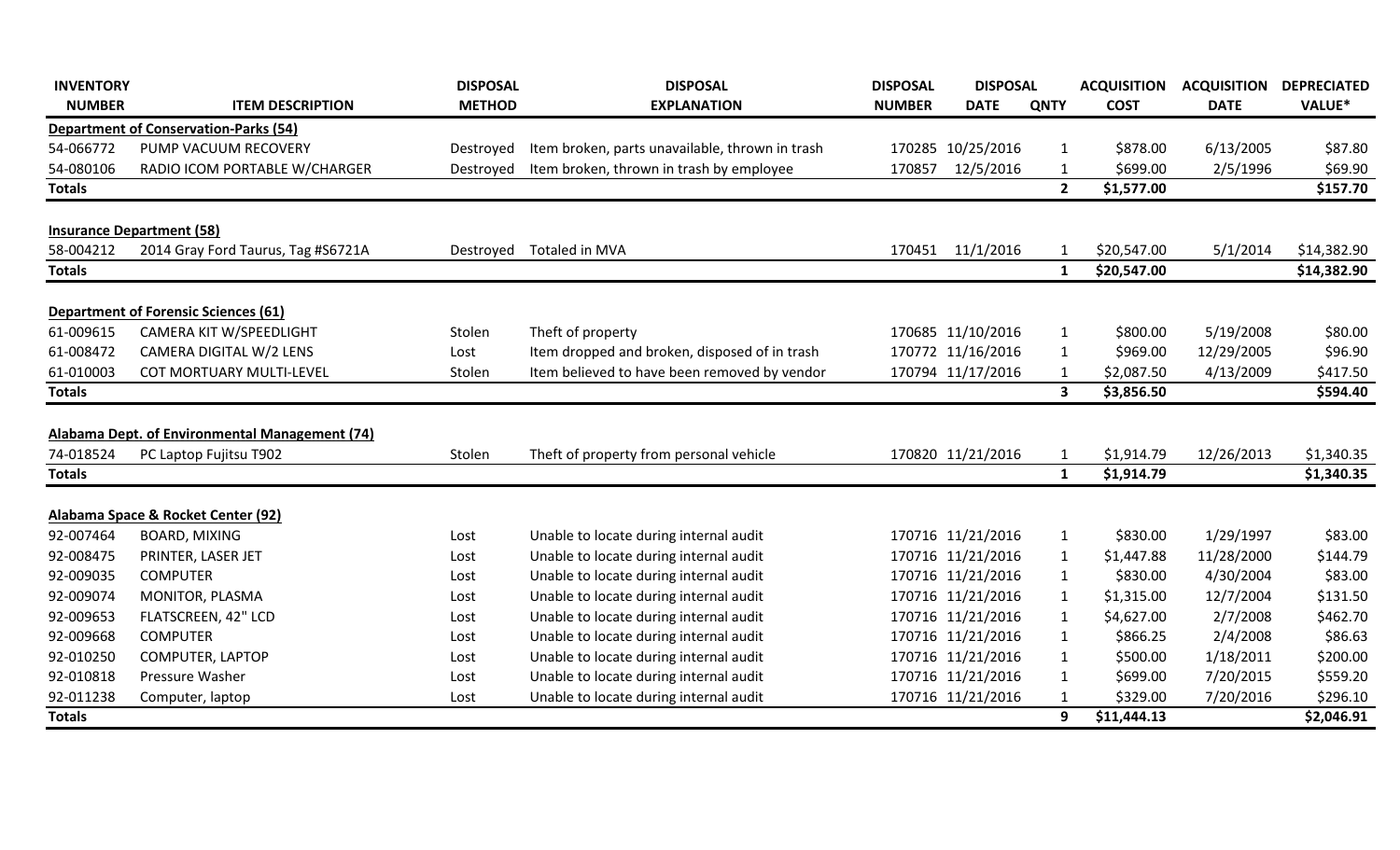| INVENTORY NUMBER | ITEM DESCRIPTION | DISPOSAL METHOD | DISPOSAL EXPLANATION | DISPOSAL NUMBER | DISPOSAL DATE | QNTY | ACQUISITION COST | ACQUISITION DATE | DEPRECIATED VALUE* |
|---|---|---|---|---|---|---|---|---|---|
| **Department of Conservation-Parks (54)** | | | | | | | | | |
| 54-066772 | PUMP VACUUM RECOVERY | Destroyed | Item broken, parts unavailable, thrown in trash | 170285 | 10/25/2016 | 1 | $878.00 | 6/13/2005 | $87.80 |
| 54-080106 | RADIO ICOM PORTABLE W/CHARGER | Destroyed | Item broken, thrown in trash by employee | 170857 | 12/5/2016 | 1 | $699.00 | 2/5/1996 | $69.90 |
| **Totals** | | | | | | **2** | **$1,577.00** | | **$157.70** |
| **Insurance Department (58)** | | | | | | | | | |
| 58-004212 | 2014 Gray Ford Taurus, Tag #S6721A | Destroyed | Totaled in MVA | 170451 | 11/1/2016 | 1 | $20,547.00 | 5/1/2014 | $14,382.90 |
| **Totals** | | | | | | **1** | **$20,547.00** | | **$14,382.90** |
| **Department of Forensic Sciences (61)** | | | | | | | | | |
| 61-009615 | CAMERA KIT W/SPEEDLIGHT | Stolen | Theft of property | 170685 | 11/10/2016 | 1 | $800.00 | 5/19/2008 | $80.00 |
| 61-008472 | CAMERA DIGITAL W/2 LENS | Lost | Item dropped and broken, disposed of in trash | 170772 | 11/16/2016 | 1 | $969.00 | 12/29/2005 | $96.90 |
| 61-010003 | COT MORTUARY MULTI-LEVEL | Stolen | Item believed to have been removed by vendor | 170794 | 11/17/2016 | 1 | $2,087.50 | 4/13/2009 | $417.50 |
| **Totals** | | | | | | **3** | **$3,856.50** | | **$594.40** |
| **Alabama Dept. of Environmental Management (74)** | | | | | | | | | |
| 74-018524 | PC Laptop Fujitsu T902 | Stolen | Theft of property from personal vehicle | 170820 | 11/21/2016 | 1 | $1,914.79 | 12/26/2013 | $1,340.35 |
| **Totals** | | | | | | **1** | **$1,914.79** | | **$1,340.35** |
| **Alabama Space & Rocket Center (92)** | | | | | | | | | |
| 92-007464 | BOARD, MIXING | Lost | Unable to locate during internal audit | 170716 | 11/21/2016 | 1 | $830.00 | 1/29/1997 | $83.00 |
| 92-008475 | PRINTER, LASER JET | Lost | Unable to locate during internal audit | 170716 | 11/21/2016 | 1 | $1,447.88 | 11/28/2000 | $144.79 |
| 92-009035 | COMPUTER | Lost | Unable to locate during internal audit | 170716 | 11/21/2016 | 1 | $830.00 | 4/30/2004 | $83.00 |
| 92-009074 | MONITOR, PLASMA | Lost | Unable to locate during internal audit | 170716 | 11/21/2016 | 1 | $1,315.00 | 12/7/2004 | $131.50 |
| 92-009653 | FLATSCREEN, 42" LCD | Lost | Unable to locate during internal audit | 170716 | 11/21/2016 | 1 | $4,627.00 | 2/7/2008 | $462.70 |
| 92-009668 | COMPUTER | Lost | Unable to locate during internal audit | 170716 | 11/21/2016 | 1 | $866.25 | 2/4/2008 | $86.63 |
| 92-010250 | COMPUTER, LAPTOP | Lost | Unable to locate during internal audit | 170716 | 11/21/2016 | 1 | $500.00 | 1/18/2011 | $200.00 |
| 92-010818 | Pressure Washer | Lost | Unable to locate during internal audit | 170716 | 11/21/2016 | 1 | $699.00 | 7/20/2015 | $559.20 |
| 92-011238 | Computer, laptop | Lost | Unable to locate during internal audit | 170716 | 11/21/2016 | 1 | $329.00 | 7/20/2016 | $296.10 |
| **Totals** | | | | | | **9** | **$11,444.13** | | **$2,046.91** |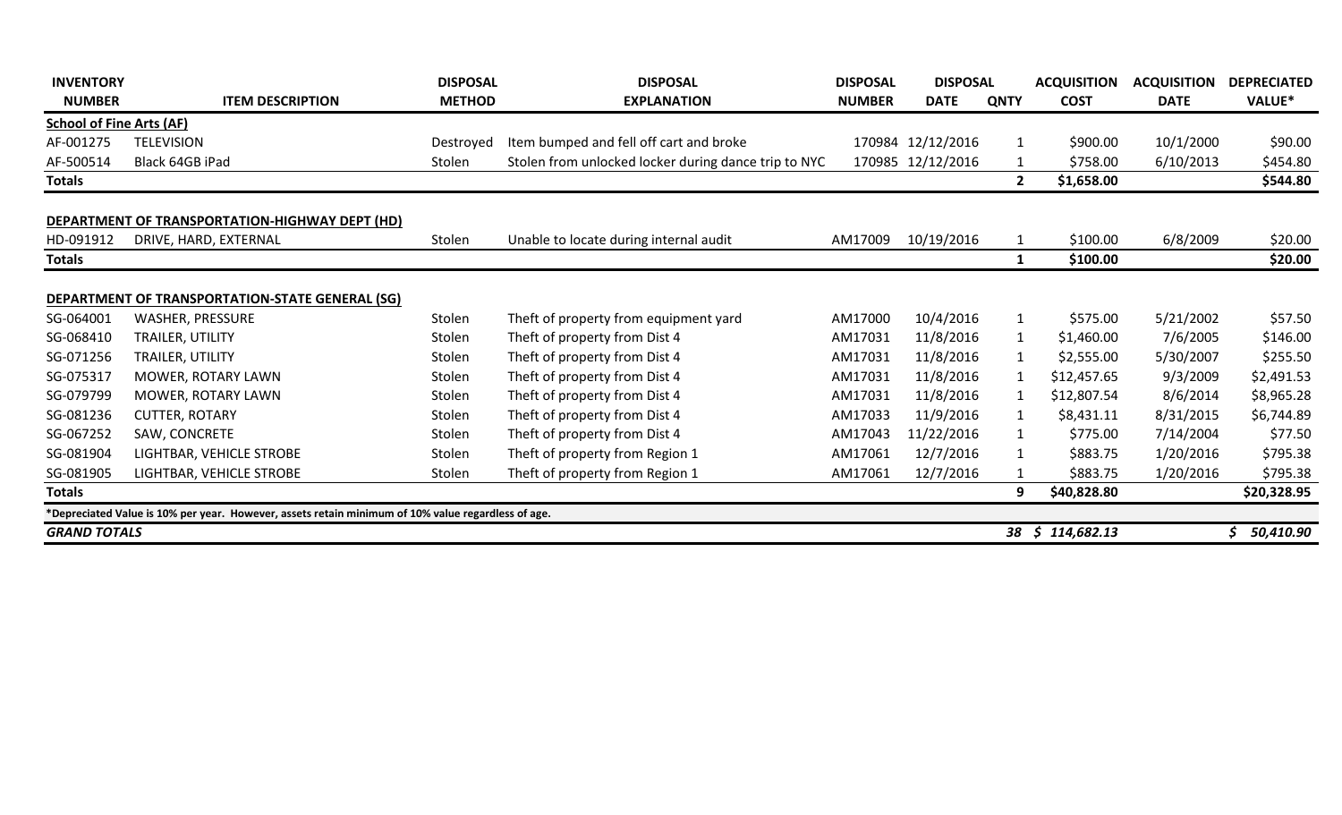| INVENTORY NUMBER | ITEM DESCRIPTION | DISPOSAL METHOD | DISPOSAL EXPLANATION | DISPOSAL NUMBER | DISPOSAL DATE | QNTY | ACQUISITION COST | ACQUISITION DATE | DEPRECIATED VALUE* |
|---|---|---|---|---|---|---|---|---|---|
| **School of Fine Arts (AF)** | | | | | | | | | |
| AF-001275 | TELEVISION | Destroyed | Item bumped and fell off cart and broke | 170984 | 12/12/2016 | 1 | $900.00 | 10/1/2000 | $90.00 |
| AF-500514 | Black 64GB iPad | Stolen | Stolen from unlocked locker during dance trip to NYC | 170985 | 12/12/2016 | 1 | $758.00 | 6/10/2013 | $454.80 |
| **Totals** | | | | | | **2** | **$1,658.00** | | **$544.80** |
| **DEPARTMENT OF TRANSPORTATION-HIGHWAY DEPT (HD)** | | | | | | | | | |
| HD-091912 | DRIVE, HARD, EXTERNAL | Stolen | Unable to locate during internal audit | AM17009 | 10/19/2016 | 1 | $100.00 | 6/8/2009 | $20.00 |
| **Totals** | | | | | | **1** | **$100.00** | | **$20.00** |
| **DEPARTMENT OF TRANSPORTATION-STATE GENERAL (SG)** | | | | | | | | | |
| SG-064001 | WASHER, PRESSURE | Stolen | Theft of property from equipment yard | AM17000 | 10/4/2016 | 1 | $575.00 | 5/21/2002 | $57.50 |
| SG-068410 | TRAILER, UTILITY | Stolen | Theft of property from Dist 4 | AM17031 | 11/8/2016 | 1 | $1,460.00 | 7/6/2005 | $146.00 |
| SG-071256 | TRAILER, UTILITY | Stolen | Theft of property from Dist 4 | AM17031 | 11/8/2016 | 1 | $2,555.00 | 5/30/2007 | $255.50 |
| SG-075317 | MOWER, ROTARY LAWN | Stolen | Theft of property from Dist 4 | AM17031 | 11/8/2016 | 1 | $12,457.65 | 9/3/2009 | $2,491.53 |
| SG-079799 | MOWER, ROTARY LAWN | Stolen | Theft of property from Dist 4 | AM17031 | 11/8/2016 | 1 | $12,807.54 | 8/6/2014 | $8,965.28 |
| SG-081236 | CUTTER, ROTARY | Stolen | Theft of property from Dist 4 | AM17033 | 11/9/2016 | 1 | $8,431.11 | 8/31/2015 | $6,744.89 |
| SG-067252 | SAW, CONCRETE | Stolen | Theft of property from Dist 4 | AM17043 | 11/22/2016 | 1 | $775.00 | 7/14/2004 | $77.50 |
| SG-081904 | LIGHTBAR, VEHICLE STROBE | Stolen | Theft of property from Region 1 | AM17061 | 12/7/2016 | 1 | $883.75 | 1/20/2016 | $795.38 |
| SG-081905 | LIGHTBAR, VEHICLE STROBE | Stolen | Theft of property from Region 1 | AM17061 | 12/7/2016 | 1 | $883.75 | 1/20/2016 | $795.38 |
| **Totals** | | | | | | **9** | **$40,828.80** | | **$20,328.95** |
| ***GRAND TOTALS*** | | | | | | ***38*** | ***$ 114,682.13*** | | ***$ 50,410.90*** |

***Depreciated Value is 10% per year. However, assets retain minimum of 10% value regardless of age.**